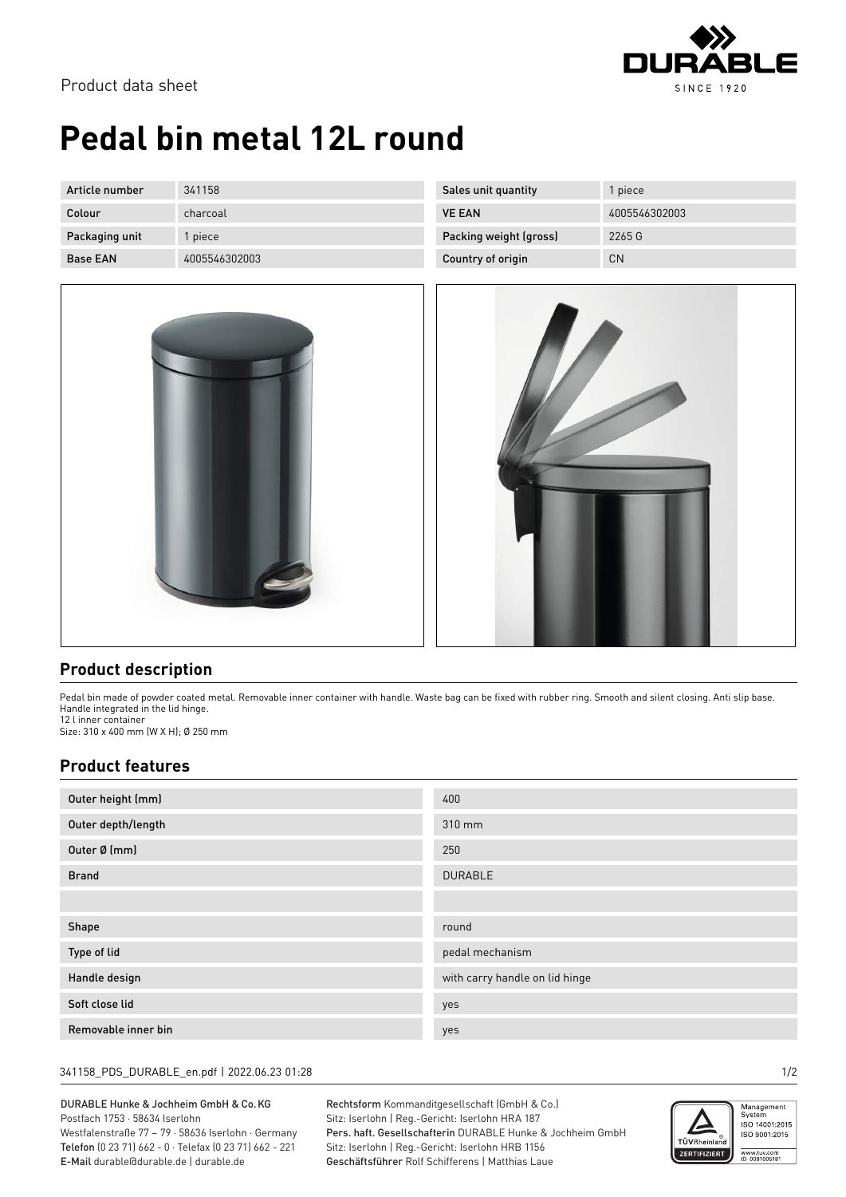Product data sheet

# Pedal bin metal 12L round

| Article number | 341158 | Sales unit quantity | 1 piece |
| --- | --- | --- | --- |
| Colour | charcoal | VE EAN | 4005546302003 |
| Packaging unit | 1 piece | Packing weight (gross) | 2265 G |
| Base EAN | 4005546302003 | Country of origin | CN |

## Product description

Pedal bin made of powder coated metal. Removable inner container with handle. Waste bag can be fixed with rubber ring. Smooth and silent closing. Anti slip base. Handle integrated in the lid hinge.
12 l inner container
Size: 310 x 400 mm (W X H); Ø 250 mm

## Product features

| | |
| --- | --- |
| Outer height (mm) | 400 |
| Outer depth/length | 310 mm |
| Outer Ø (mm) | 250 |
| Brand | DURABLE |
| | |
| Shape | round |
| Type of lid | pedal mechanism |
| Handle design | with carry handle on lid hinge |
| Soft close lid | yes |
| Removable inner bin | yes |

341158_PDS_DURABLE_en.pdf | 2022.06.23 01:28

DURABLE Hunke & Jochheim GmbH & Co. KG
Postfach 1753 · 58634 Iserlohn
Westfalenstraße 77 – 79 · 58636 Iserlohn · Germany
Telefon (0 23 71) 662 - 0 · Telefax (0 23 71) 662 - 221
E-Mail durable@durable.de | durable.de

Rechtsform Kommanditgesellschaft (GmbH & Co.)
Sitz: Iserlohn | Reg.-Gericht: Iserlohn HRA 187
Pers. haft. Gesellschafterin DURABLE Hunke & Jochheim GmbH
Sitz: Iserlohn | Reg.-Gericht: Iserlohn HRB 1156
Geschäftsführer Rolf Schifferens | Matthias Laue

Management System ISO 14001:2015 ISO 9001:2015
www.tuv.com ID 0091006181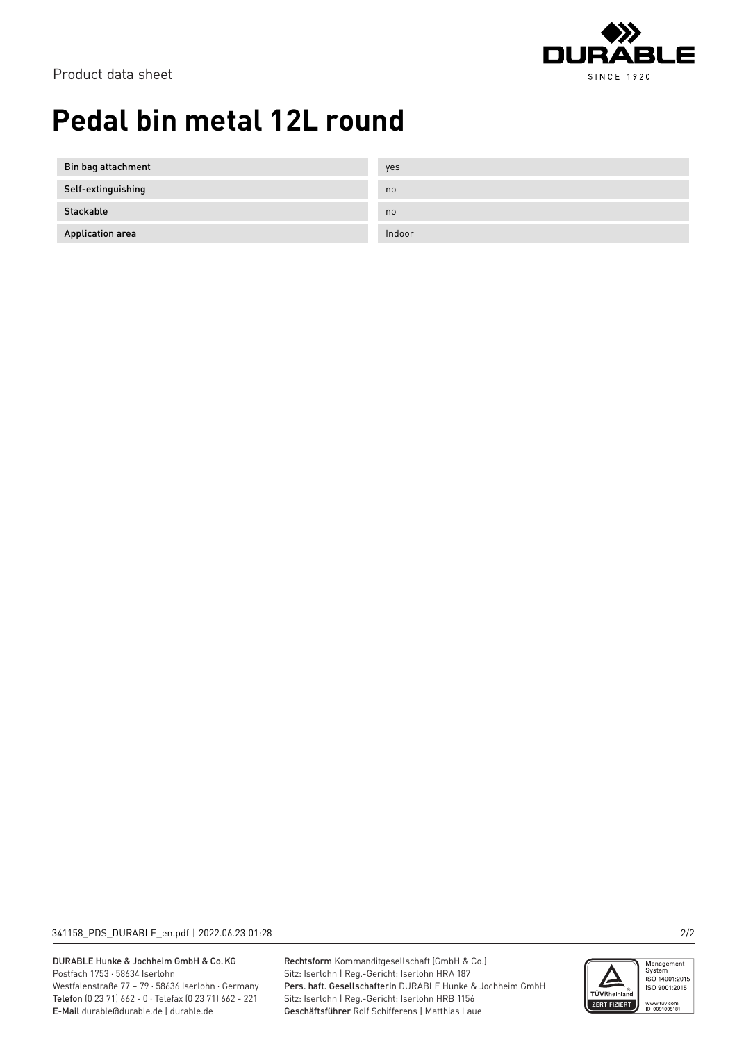# Pedal bin metal 12L round

| | |
|---|---|
| Bin bag attachment | yes |
| Self-extinguishing | no |
| Stackable | no |
| Application area | Indoor |

DURABLE Hunke & Jochheim GmbH & Co. KG
Postfach 1753 · 58634 Iserlohn
Westfalenstraße 77 – 79 · 58636 Iserlohn · Germany
Telefon (0 23 71) 662 - 0 · Telefax (0 23 71) 662 - 221
E-Mail durable@durable.de | durable.de

Rechtsform Kommanditgesellschaft (GmbH & Co.)
Sitz: Iserlohn | Reg.-Gericht: Iserlohn HRA 187
Pers. haft. Gesellschafterin DURABLE Hunke & Jochheim GmbH
Sitz: Iserlohn | Reg.-Gericht: Iserlohn HRB 1156
Geschäftsführer Rolf Schifferens | Matthias Laue